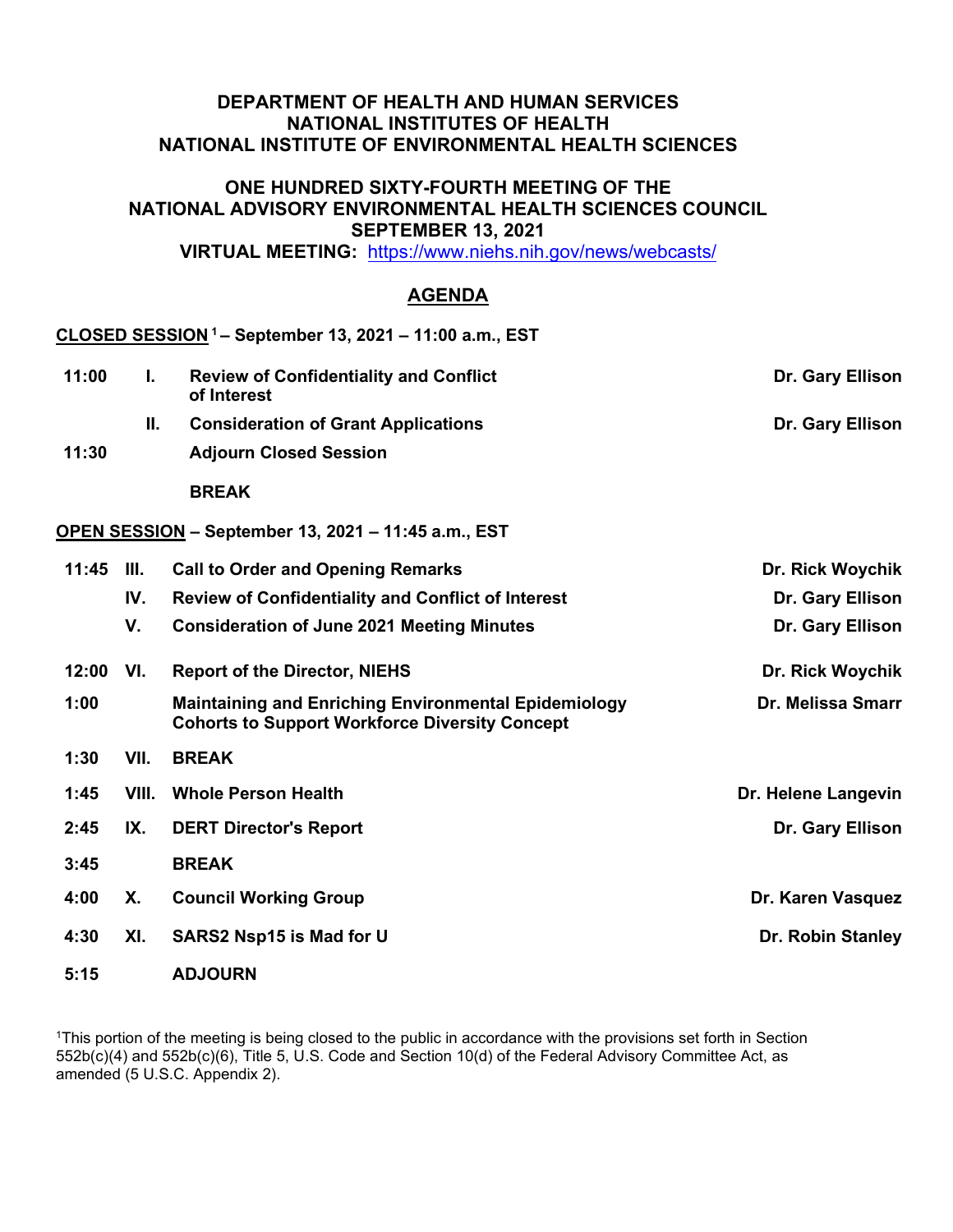# DEPARTMENT OF HEALTH AND HUMAN SERVICES
# NATIONAL INSTITUTES OF HEALTH
# NATIONAL INSTITUTE OF ENVIRONMENTAL HEALTH SCIENCES

## ONE HUNDRED SIXTY-FOURTH MEETING OF THE NATIONAL ADVISORY ENVIRONMENTAL HEALTH SCIENCES COUNCIL
## SEPTEMBER 13, 2021
### VIRTUAL MEETING: [https://www.niehs.nih.gov/news/webcasts/](https://www.niehs.nih.gov/news/webcasts/)

## AGENDA

**CLOSED SESSION[1] – September 13, 2021 – 11:00 a.m., EST**

| Time | No. | Item | Presenter |
|---|---|---|---|
| 11:00 | I. | **Review of Confidentiality and Conflict of Interest** | **Dr. Gary Ellison** |
| | II. | **Consideration of Grant Applications** | **Dr. Gary Ellison** |
| 11:30 | | **Adjourn Closed Session** | |
| | | **BREAK** | |

**OPEN SESSION – September 13, 2021 – 11:45 a.m., EST**

| Time | No. | Item | Presenter |
|---|---|---|---|
| 11:45 | III. | **Call to Order and Opening Remarks** | **Dr. Rick Woychik** |
| | IV. | **Review of Confidentiality and Conflict of Interest** | **Dr. Gary Ellison** |
| | V. | **Consideration of June 2021 Meeting Minutes** | **Dr. Gary Ellison** |
| 12:00 | VI. | **Report of the Director, NIEHS** | **Dr. Rick Woychik** |
| 1:00 | | **Maintaining and Enriching Environmental Epidemiology Cohorts to Support Workforce Diversity Concept** | **Dr. Melissa Smarr** |
| 1:30 | VII. | **BREAK** | |
| 1:45 | VIII. | **Whole Person Health** | **Dr. Helene Langevin** |
| 2:45 | IX. | **DERT Director's Report** | **Dr. Gary Ellison** |
| 3:45 | | **BREAK** | |
| 4:00 | X. | **Council Working Group** | **Dr. Karen Vasquez** |
| 4:30 | XI. | **SARS2 Nsp15 is Mad for U** | **Dr. Robin Stanley** |
| 5:15 | | **ADJOURN** | |

[1]This portion of the meeting is being closed to the public in accordance with the provisions set forth in Section 552b(c)(4) and 552b(c)(6), Title 5, U.S. Code and Section 10(d) of the Federal Advisory Committee Act, as amended (5 U.S.C. Appendix 2).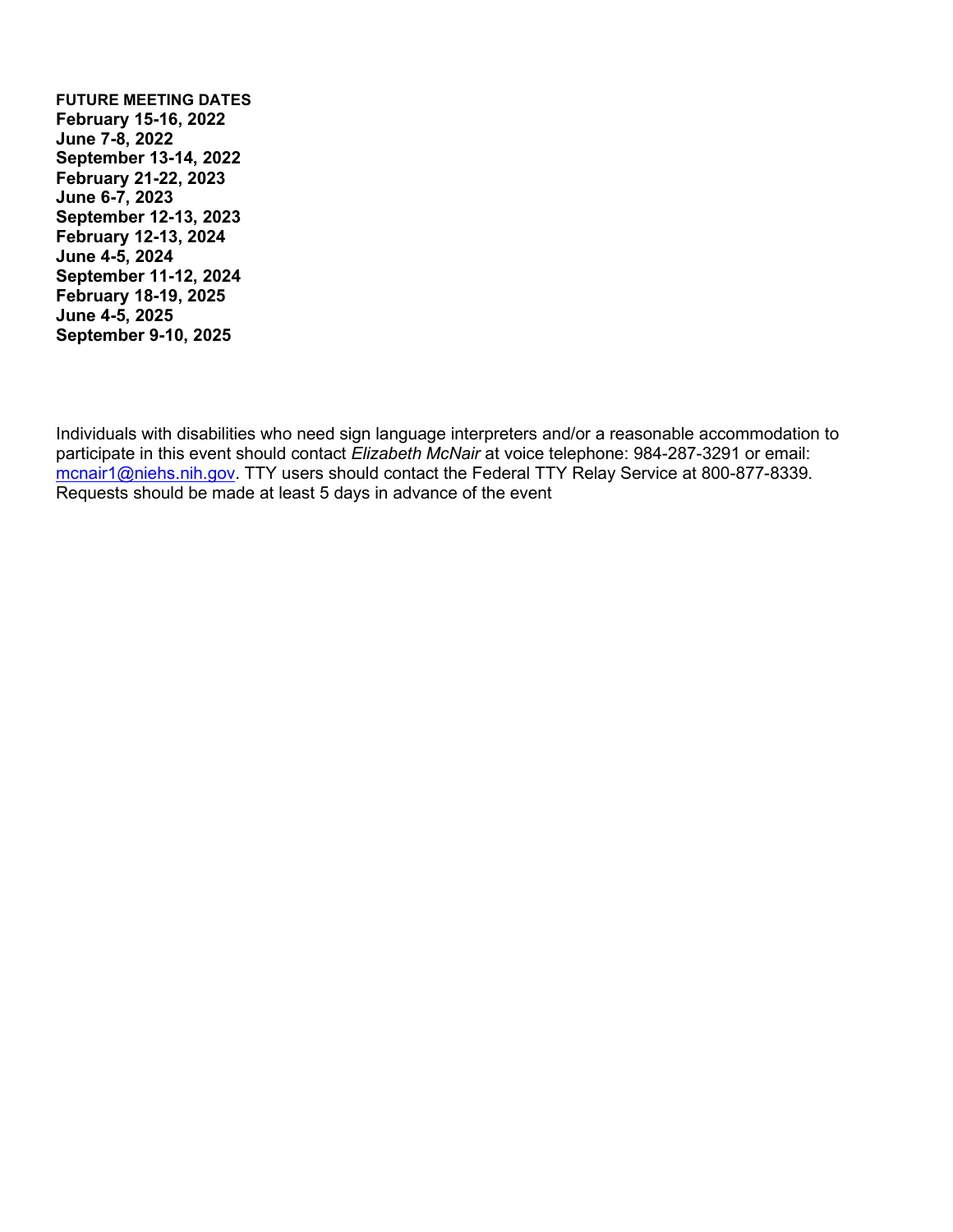**FUTURE MEETING DATES**

**February 15-16, 2022**
**June 7-8, 2022**
**September 13-14, 2022**
**February 21-22, 2023**
**June 6-7, 2023**
**September 12-13, 2023**
**February 12-13, 2024**
**June 4-5, 2024**
**September 11-12, 2024**
**February 18-19, 2025**
**June 4-5, 2025**
**September 9-10, 2025**

Individuals with disabilities who need sign language interpreters and/or a reasonable accommodation to participate in this event should contact *Elizabeth McNair* at voice telephone: 984-287-3291 or email: mcnair1@niehs.nih.gov. TTY users should contact the Federal TTY Relay Service at 800-877-8339. Requests should be made at least 5 days in advance of the event